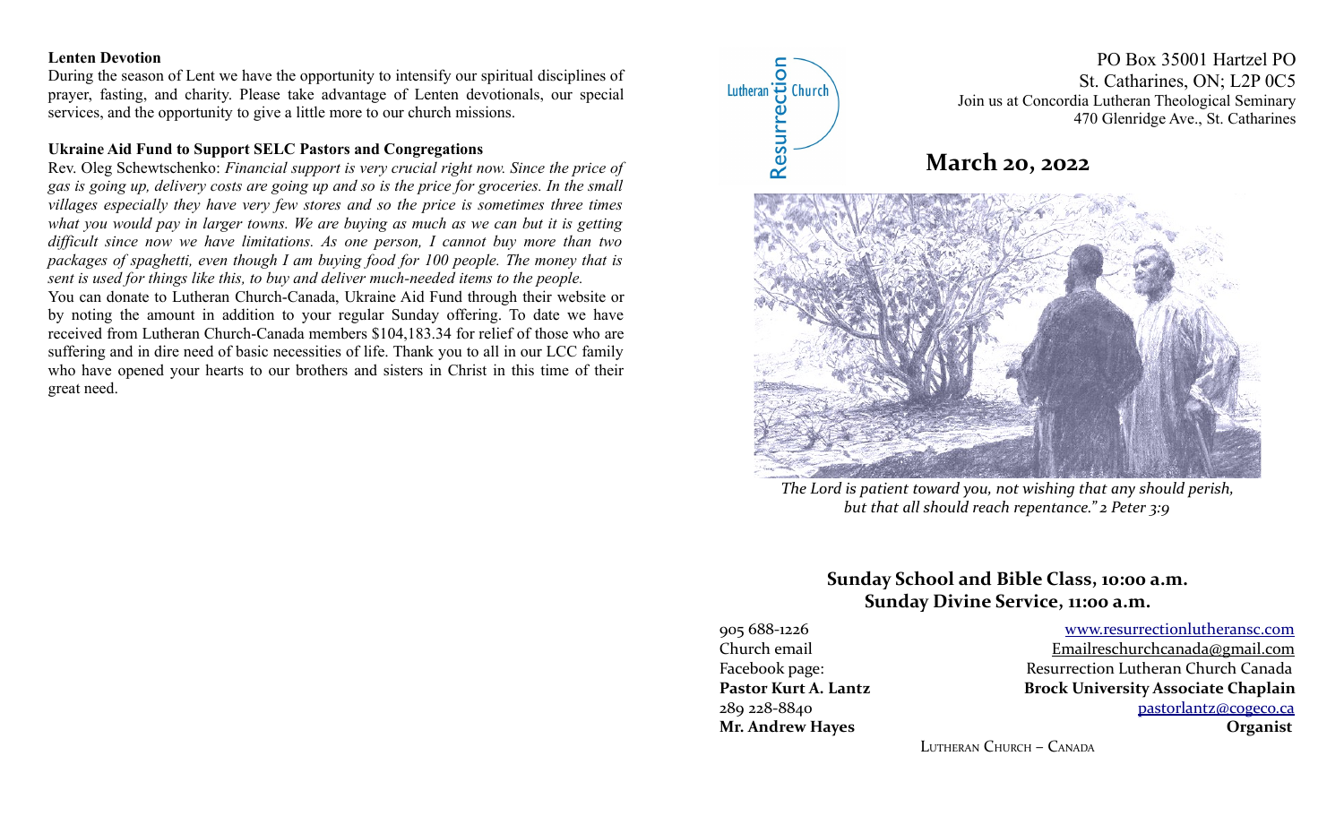**Lenten Devotion**

During the season of Lent we have the opportunity to intensify our spiritual disciplines of prayer, fasting, and charity. Please take advantage of Lenten devotionals, our special services, and the opportunity to give a little more to our church missions.

**Ukraine Aid Fund to Support SELC Pastors and Congregations**

Rev. Oleg Schewtschenko: *Financial support is very crucial right now. Since the price of gas is going up, delivery costs are going up and so is the price for groceries. In the small villages especially they have very few stores and so the price is sometimes three times what you would pay in larger towns. We are buying as much as we can but it is getting difficult since now we have limitations. As one person, I cannot buy more than two packages of spaghetti, even though I am buying food for 100 people. The money that is sent is used for things like this, to buy and deliver much-needed items to the people.*

You can donate to Lutheran Church-Canada, Ukraine Aid Fund through their website or by noting the amount in addition to your regular Sunday offering. To date we have received from Lutheran Church-Canada members $104,183.34 for relief of those who are suffering and in dire need of basic necessities of life. Thank you to all in our LCC family who have opened your hearts to our brothers and sisters in Christ in this time of their great need.

Resurrection Lutheran Church

PO Box 35001 Hartzel PO
St. Catharines, ON; L2P 0C5
Join us at Concordia Lutheran Theological Seminary
470 Glenridge Ave., St. Catharines

# March 20, 2022

*The Lord is patient toward you, not wishing that any should perish, but that all should reach repentance." 2 Peter 3:9*

**Sunday School and Bible Class, 10:00 a.m.**
**Sunday Divine Service, 11:00 a.m.**

905 688-1226 — www.resurrectionlutheransc.com
Church email — Emailreschurchcanada@gmail.com
Facebook page: — Resurrection Lutheran Church Canada
**Pastor Kurt A. Lantz** — **Brock University Associate Chaplain**
289 228-8840 — pastorlantz@cogeco.ca
**Mr. Andrew Hayes** — **Organist**

Lutheran Church – Canada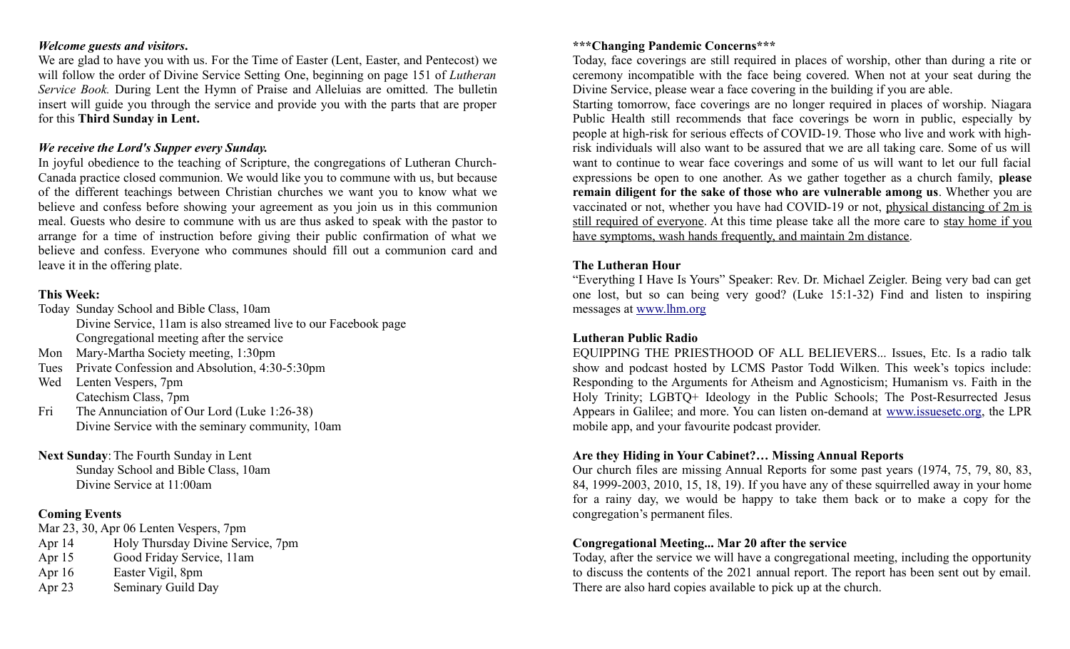***Welcome guests and visitors.***

We are glad to have you with us. For the Time of Easter (Lent, Easter, and Pentecost) we will follow the order of Divine Service Setting One, beginning on page 151 of *Lutheran Service Book.* During Lent the Hymn of Praise and Alleluias are omitted. The bulletin insert will guide you through the service and provide you with the parts that are proper for this **Third Sunday in Lent.**

***We receive the Lord's Supper every Sunday.***

In joyful obedience to the teaching of Scripture, the congregations of Lutheran Church-Canada practice closed communion. We would like you to commune with us, but because of the different teachings between Christian churches we want you to know what we believe and confess before showing your agreement as you join us in this communion meal. Guests who desire to commune with us are thus asked to speak with the pastor to arrange for a time of instruction before giving their public confirmation of what we believe and confess. Everyone who communes should fill out a communion card and leave it in the offering plate.

**This Week:**

Today Sunday School and Bible Class, 10am
Divine Service, 11am is also streamed live to our Facebook page
Congregational meeting after the service

Mon Mary-Martha Society meeting, 1:30pm

Tues Private Confession and Absolution, 4:30-5:30pm

Wed Lenten Vespers, 7pm
Catechism Class, 7pm

Fri The Annunciation of Our Lord (Luke 1:26-38)
Divine Service with the seminary community, 10am

**Next Sunday**: The Fourth Sunday in Lent
Sunday School and Bible Class, 10am
Divine Service at 11:00am

**Coming Events**

Mar 23, 30, Apr 06 Lenten Vespers, 7pm
Apr 14 Holy Thursday Divine Service, 7pm
Apr 15 Good Friday Service, 11am
Apr 16 Easter Vigil, 8pm
Apr 23 Seminary Guild Day

**\*\*\*Changing Pandemic Concerns\*\*\***

Today, face coverings are still required in places of worship, other than during a rite or ceremony incompatible with the face being covered. When not at your seat during the Divine Service, please wear a face covering in the building if you are able.

Starting tomorrow, face coverings are no longer required in places of worship. Niagara Public Health still recommends that face coverings be worn in public, especially by people at high-risk for serious effects of COVID-19. Those who live and work with high-risk individuals will also want to be assured that we are all taking care. Some of us will want to continue to wear face coverings and some of us will want to let our full facial expressions be open to one another. As we gather together as a church family, **please remain diligent for the sake of those who are vulnerable among us**. Whether you are vaccinated or not, whether you have had COVID-19 or not, physical distancing of 2m is still required of everyone. At this time please take all the more care to stay home if you have symptoms, wash hands frequently, and maintain 2m distance.

**The Lutheran Hour**

"Everything I Have Is Yours" Speaker: Rev. Dr. Michael Zeigler. Being very bad can get one lost, but so can being very good? (Luke 15:1-32) Find and listen to inspiring messages at www.lhm.org

**Lutheran Public Radio**

EQUIPPING THE PRIESTHOOD OF ALL BELIEVERS... Issues, Etc. Is a radio talk show and podcast hosted by LCMS Pastor Todd Wilken. This week's topics include: Responding to the Arguments for Atheism and Agnosticism; Humanism vs. Faith in the Holy Trinity; LGBTQ+ Ideology in the Public Schools; The Post-Resurrected Jesus Appears in Galilee; and more. You can listen on-demand at www.issuesetc.org, the LPR mobile app, and your favourite podcast provider.

**Are they Hiding in Your Cabinet?… Missing Annual Reports**

Our church files are missing Annual Reports for some past years (1974, 75, 79, 80, 83, 84, 1999-2003, 2010, 15, 18, 19). If you have any of these squirrelled away in your home for a rainy day, we would be happy to take them back or to make a copy for the congregation's permanent files.

**Congregational Meeting... Mar 20 after the service**

Today, after the service we will have a congregational meeting, including the opportunity to discuss the contents of the 2021 annual report. The report has been sent out by email. There are also hard copies available to pick up at the church.